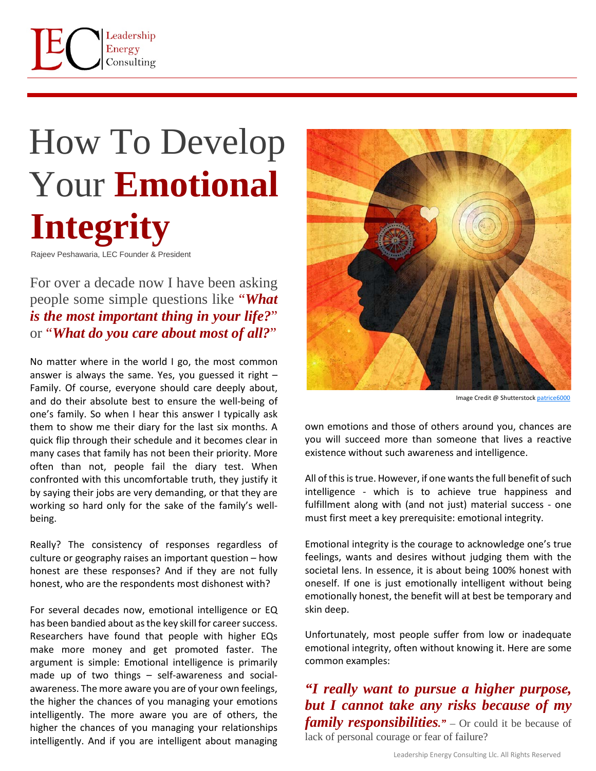# How To Develop Your **Emotional Integrity**

Rajeev Peshawaria, LEC Founder & President

For over a decade now I have been asking people some simple questions like "***What is the most important thing in your life?***" or "***What do you care about most of all?***"

No matter where in the world I go, the most common answer is always the same. Yes, you guessed it right – Family. Of course, everyone should care deeply about, and do their absolute best to ensure the well-being of one's family. So when I hear this answer I typically ask them to show me their diary for the last six months. A quick flip through their schedule and it becomes clear in many cases that family has not been their priority. More often than not, people fail the diary test. When confronted with this uncomfortable truth, they justify it by saying their jobs are very demanding, or that they are working so hard only for the sake of the family's well-being.

Really? The consistency of responses regardless of culture or geography raises an important question – how honest are these responses? And if they are not fully honest, who are the respondents most dishonest with?

For several decades now, emotional intelligence or EQ has been bandied about as the key skill for career success. Researchers have found that people with higher EQs make more money and get promoted faster. The argument is simple: Emotional intelligence is primarily made up of two things – self-awareness and social-awareness. The more aware you are of your own feelings, the higher the chances of you managing your emotions intelligently. The more aware you are of others, the higher the chances of you managing your relationships intelligently. And if you are intelligent about managing own emotions and those of others around you, chances are you will succeed more than someone that lives a reactive existence without such awareness and intelligence.

Image Credit @ Shutterstock patrice6000

All of this is true. However, if one wants the full benefit of such intelligence - which is to achieve true happiness and fulfillment along with (and not just) material success - one must first meet a key prerequisite: emotional integrity.

Emotional integrity is the courage to acknowledge one's true feelings, wants and desires without judging them with the societal lens. In essence, it is about being 100% honest with oneself. If one is just emotionally intelligent without being emotionally honest, the benefit will at best be temporary and skin deep.

Unfortunately, most people suffer from low or inadequate emotional integrity, often without knowing it. Here are some common examples:

***"I really want to pursue a higher purpose, but I cannot take any risks because of my family responsibilities."*** – Or could it be because of lack of personal courage or fear of failure?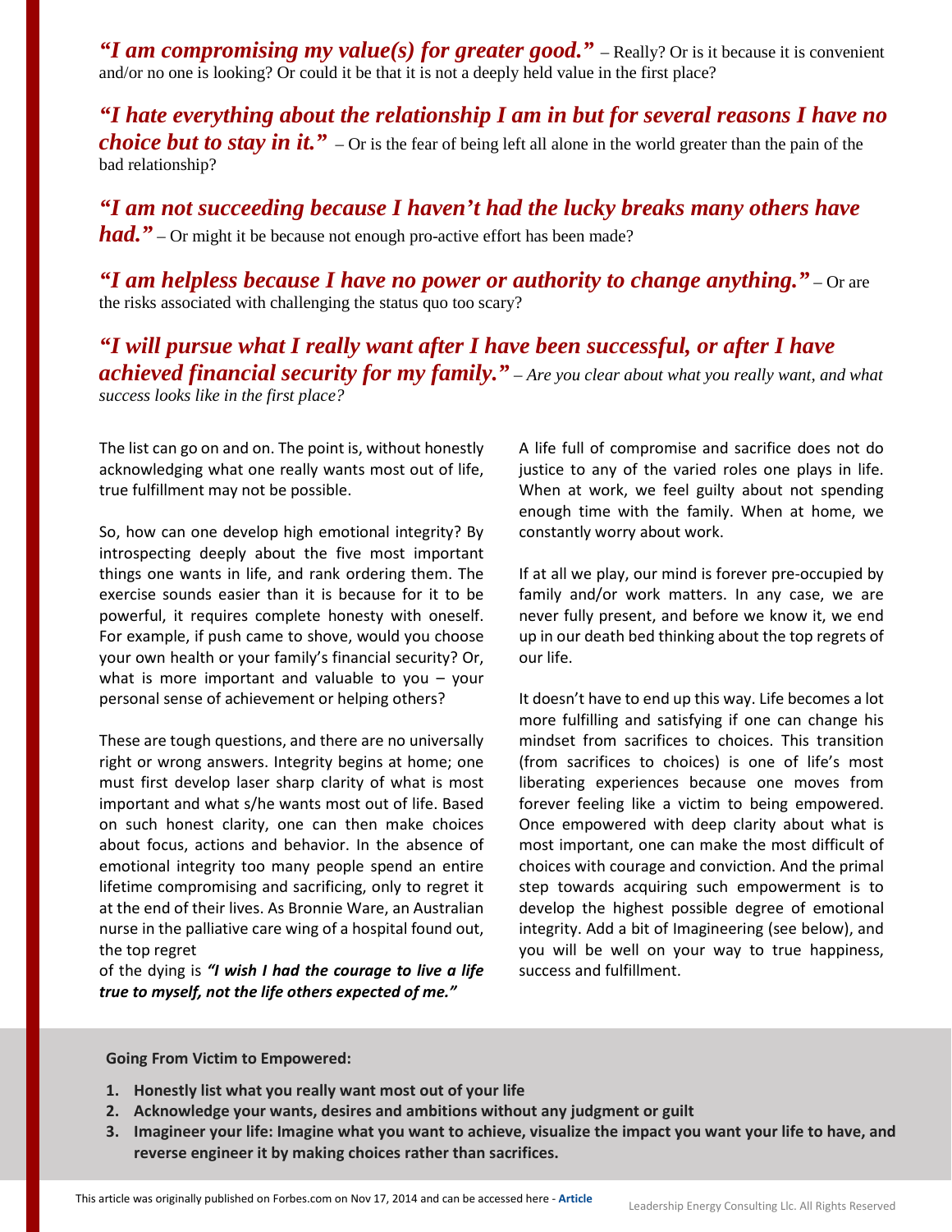***"I am compromising my value(s) for greater good."*** – Really? Or is it because it is convenient and/or no one is looking? Or could it be that it is not a deeply held value in the first place?

***"I hate everything about the relationship I am in but for several reasons I have no choice but to stay in it."*** – Or is the fear of being left all alone in the world greater than the pain of the bad relationship?

***"I am not succeeding because I haven't had the lucky breaks many others have had."*** – Or might it be because not enough pro-active effort has been made?

***"I am helpless because I have no power or authority to change anything."*** – Or are the risks associated with challenging the status quo too scary?

***"I will pursue what I really want after I have been successful, or after I have achieved financial security for my family."*** – *Are you clear about what you really want, and what success looks like in the first place?*

The list can go on and on. The point is, without honestly acknowledging what one really wants most out of life, true fulfillment may not be possible.

So, how can one develop high emotional integrity? By introspecting deeply about the five most important things one wants in life, and rank ordering them. The exercise sounds easier than it is because for it to be powerful, it requires complete honesty with oneself. For example, if push came to shove, would you choose your own health or your family's financial security? Or, what is more important and valuable to you – your personal sense of achievement or helping others?

These are tough questions, and there are no universally right or wrong answers. Integrity begins at home; one must first develop laser sharp clarity of what is most important and what s/he wants most out of life. Based on such honest clarity, one can then make choices about focus, actions and behavior. In the absence of emotional integrity too many people spend an entire lifetime compromising and sacrificing, only to regret it at the end of their lives. As Bronnie Ware, an Australian nurse in the palliative care wing of a hospital found out, the top regret of the dying is ***"I wish I had the courage to live a life true to myself, not the life others expected of me."***

A life full of compromise and sacrifice does not do justice to any of the varied roles one plays in life. When at work, we feel guilty about not spending enough time with the family. When at home, we constantly worry about work.

If at all we play, our mind is forever pre-occupied by family and/or work matters. In any case, we are never fully present, and before we know it, we end up in our death bed thinking about the top regrets of our life.

It doesn't have to end up this way. Life becomes a lot more fulfilling and satisfying if one can change his mindset from sacrifices to choices. This transition (from sacrifices to choices) is one of life's most liberating experiences because one moves from forever feeling like a victim to being empowered. Once empowered with deep clarity about what is most important, one can make the most difficult of choices with courage and conviction. And the primal step towards acquiring such empowerment is to develop the highest possible degree of emotional integrity. Add a bit of Imagineering (see below), and you will be well on your way to true happiness, success and fulfillment.

**Going From Victim to Empowered:**

1. **Honestly list what you really want most out of your life**
2. **Acknowledge your wants, desires and ambitions without any judgment or guilt**
3. **Imagineer your life: Imagine what you want to achieve, visualize the impact you want your life to have, and reverse engineer it by making choices rather than sacrifices.**

This article was originally published on Forbes.com on Nov 17, 2014 and can be accessed here - **Article**

Leadership Energy Consulting Llc. All Rights Reserved